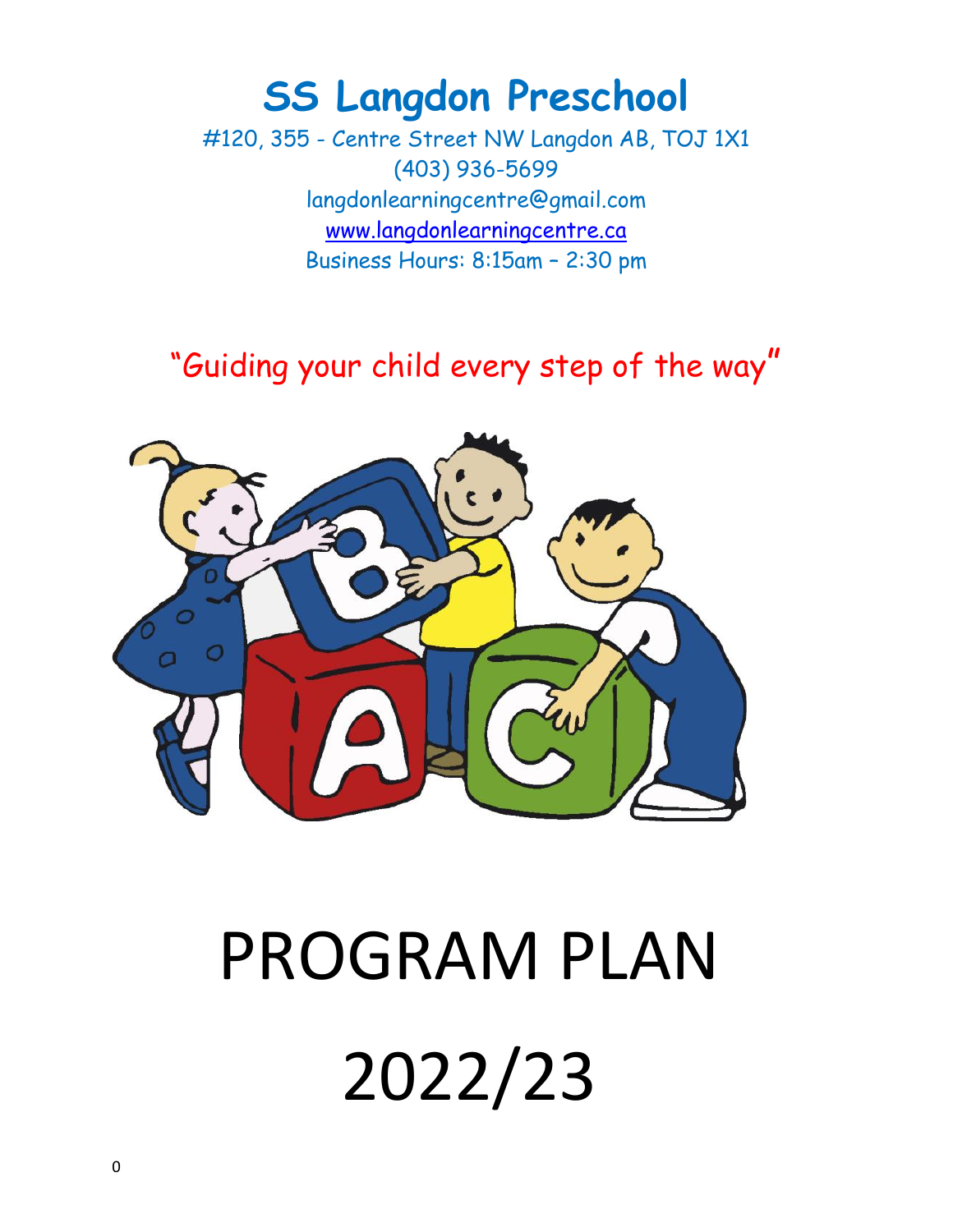# SS Langdon Preschool

#120, 355 - Centre Street NW Langdon AB, T0J 1X1
(403) 936-5699
langdonlearningcentre@gmail.com
www.langdonlearningcentre.ca
Business Hours: 8:15am – 2:30 pm

"Guiding your child every step of the way"

# PROGRAM PLAN

# 2022/23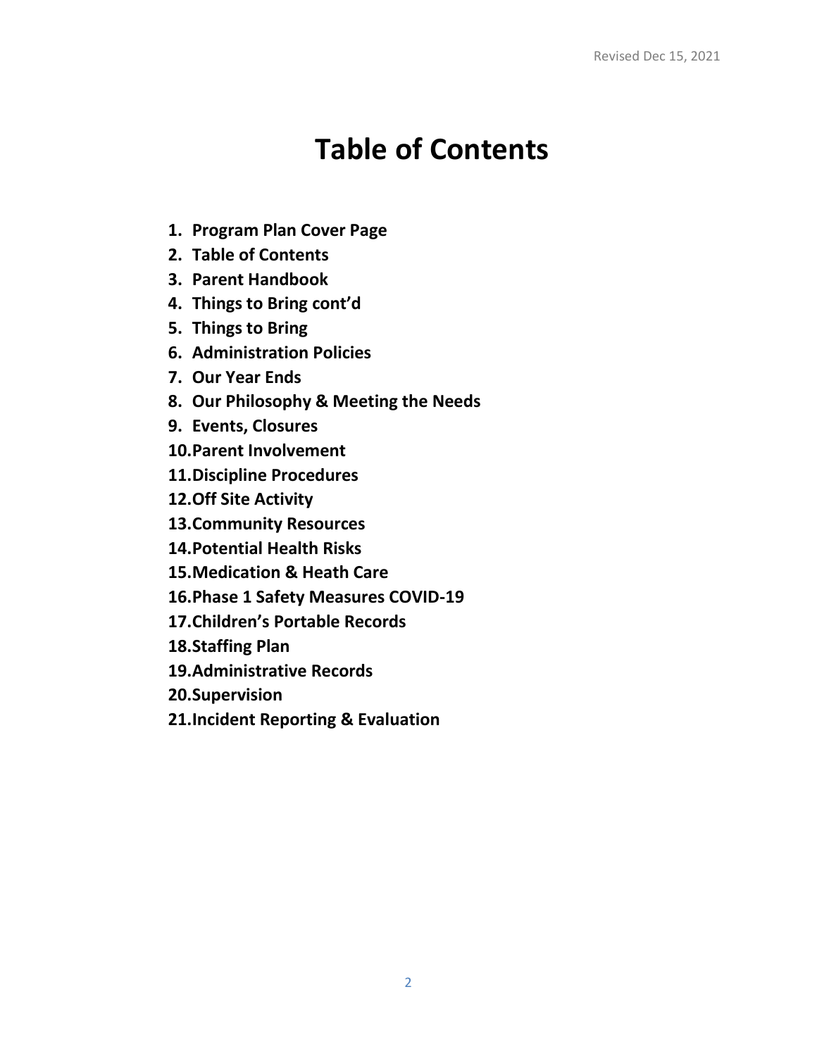# Table of Contents

1. **Program Plan Cover Page**
2. **Table of Contents**
3. **Parent Handbook**
4. **Things to Bring cont'd**
5. **Things to Bring**
6. **Administration Policies**
7. **Our Year Ends**
8. **Our Philosophy & Meeting the Needs**
9. **Events, Closures**
10. **Parent Involvement**
11. **Discipline Procedures**
12. **Off Site Activity**
13. **Community Resources**
14. **Potential Health Risks**
15. **Medication & Heath Care**
16. **Phase 1 Safety Measures COVID-19**
17. **Children's Portable Records**
18. **Staffing Plan**
19. **Administrative Records**
20. **Supervision**
21. **Incident Reporting & Evaluation**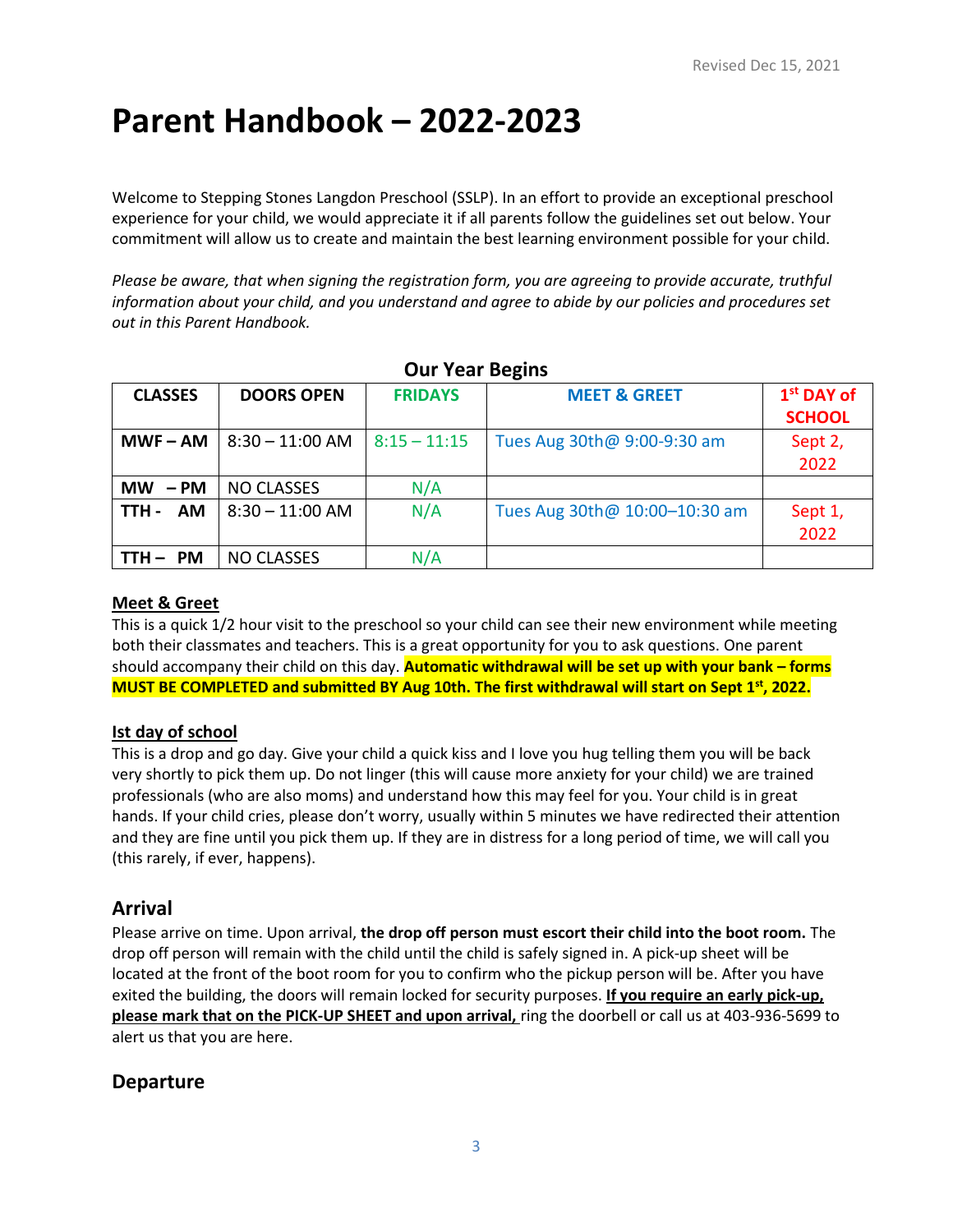Revised Dec 15, 2021

# Parent Handbook – 2022-2023

Welcome to Stepping Stones Langdon Preschool (SSLP). In an effort to provide an exceptional preschool experience for your child, we would appreciate it if all parents follow the guidelines set out below. Your commitment will allow us to create and maintain the best learning environment possible for your child.

*Please be aware, that when signing the registration form, you are agreeing to provide accurate, truthful information about your child, and you understand and agree to abide by our policies and procedures set out in this Parent Handbook.*

**Our Year Begins**

| CLASSES | DOORS OPEN | FRIDAYS | MEET & GREET | 1st DAY of SCHOOL |
|---|---|---|---|---|
| **MWF – AM** | 8:30 – 11:00 AM | 8:15 – 11:15 | Tues Aug 30th@ 9:00-9:30 am | Sept 2, 2022 |
| **MW – PM** | NO CLASSES | N/A | | |
| **TTH - AM** | 8:30 – 11:00 AM | N/A | Tues Aug 30th@ 10:00–10:30 am | Sept 1, 2022 |
| **TTH – PM** | NO CLASSES | N/A | | |

**Meet & Greet**

This is a quick 1/2 hour visit to the preschool so your child can see their new environment while meeting both their classmates and teachers. This is a great opportunity for you to ask questions. One parent should accompany their child on this day. **Automatic withdrawal will be set up with your bank – forms MUST BE COMPLETED and submitted BY Aug 10th. The first withdrawal will start on Sept 1st, 2022.**

**Ist day of school**

This is a drop and go day. Give your child a quick kiss and I love you hug telling them you will be back very shortly to pick them up. Do not linger (this will cause more anxiety for your child) we are trained professionals (who are also moms) and understand how this may feel for you. Your child is in great hands. If your child cries, please don't worry, usually within 5 minutes we have redirected their attention and they are fine until you pick them up. If they are in distress for a long period of time, we will call you (this rarely, if ever, happens).

## Arrival

Please arrive on time. Upon arrival, **the drop off person must escort their child into the boot room.** The drop off person will remain with the child until the child is safely signed in. A pick-up sheet will be located at the front of the boot room for you to confirm who the pickup person will be. After you have exited the building, the doors will remain locked for security purposes. **If you require an early pick-up, please mark that on the PICK-UP SHEET and upon arrival,** ring the doorbell or call us at 403-936-5699 to alert us that you are here.

## Departure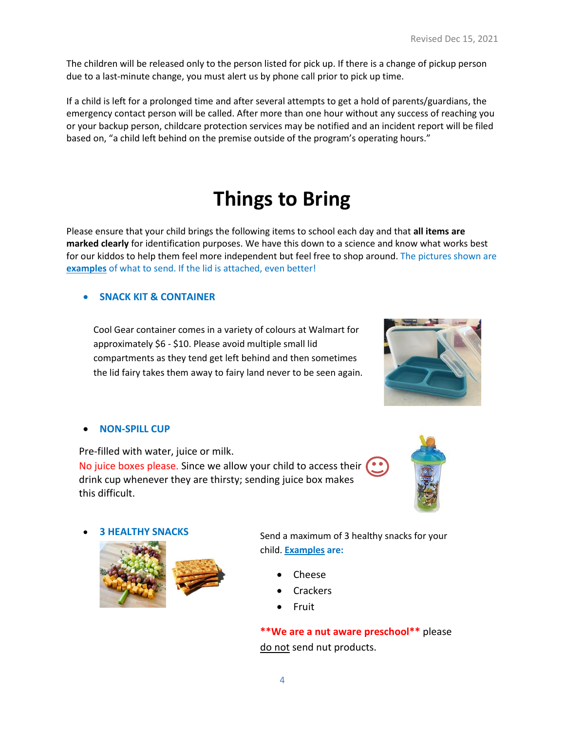The children will be released only to the person listed for pick up. If there is a change of pickup person due to a last-minute change, you must alert us by phone call prior to pick up time.

If a child is left for a prolonged time and after several attempts to get a hold of parents/guardians, the emergency contact person will be called. After more than one hour without any success of reaching you or your backup person, childcare protection services may be notified and an incident report will be filed based on, "a child left behind on the premise outside of the program's operating hours."

# Things to Bring

Please ensure that your child brings the following items to school each day and that **all items are marked clearly** for identification purposes. We have this down to a science and know what works best for our kiddos to help them feel more independent but feel free to shop around. The pictures shown are **examples** of what to send. If the lid is attached, even better!

- **SNACK KIT & CONTAINER**

Cool Gear container comes in a variety of colours at Walmart for approximately $6 - $10. Please avoid multiple small lid compartments as they tend get left behind and then sometimes the lid fairy takes them away to fairy land never to be seen again.

- **NON-SPILL CUP**

Pre-filled with water, juice or milk.
No juice boxes please. Since we allow your child to access their drink cup whenever they are thirsty; sending juice box makes this difficult.

- **3 HEALTHY SNACKS**

Send a maximum of 3 healthy snacks for your child. **Examples are:**

- Cheese
- Crackers
- Fruit

**\*\*We are a nut aware preschool\*\*** please do not send nut products.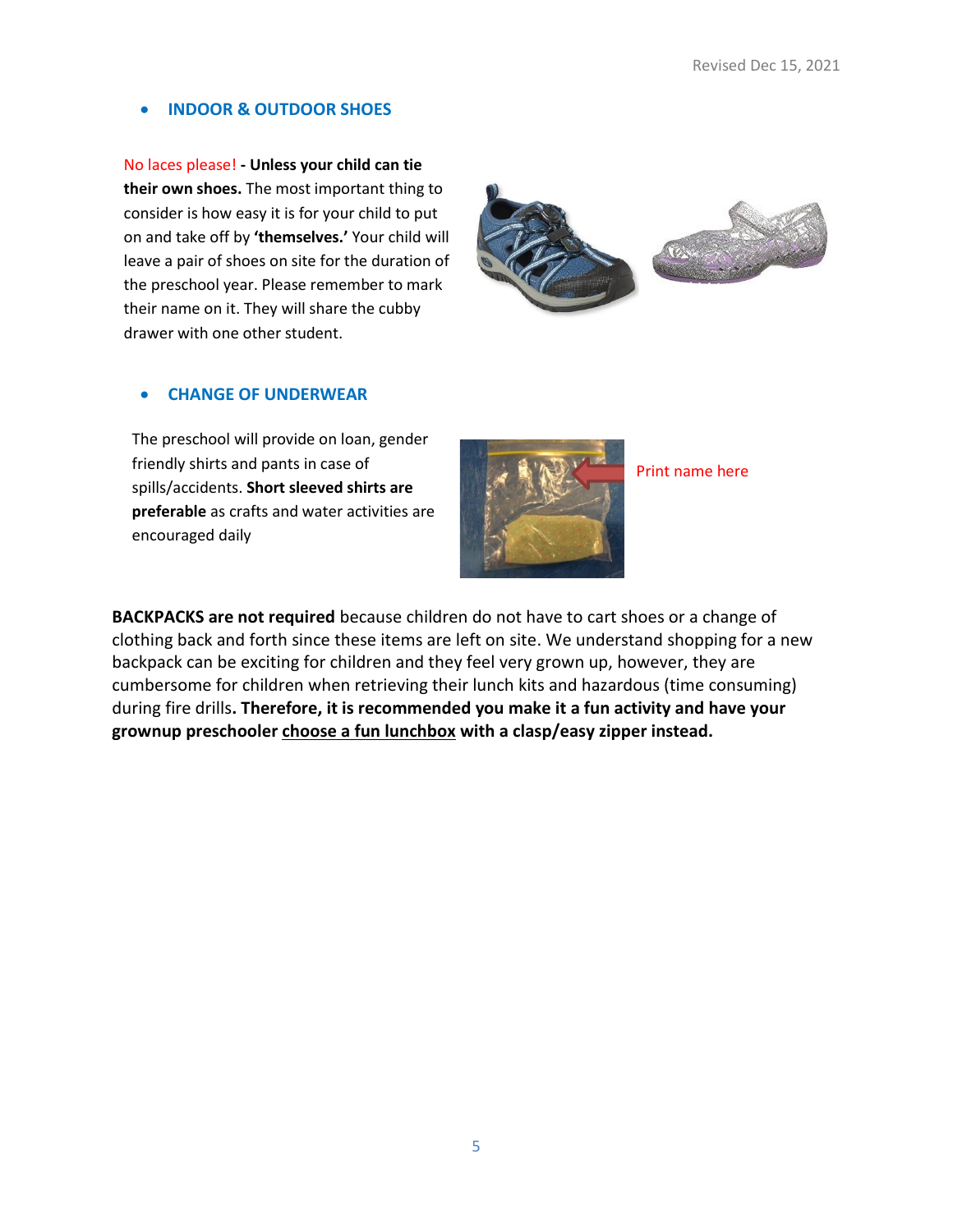- **INDOOR & OUTDOOR SHOES**

No laces please! **- Unless your child can tie their own shoes.** The most important thing to consider is how easy it is for your child to put on and take off by **'themselves.'** Your child will leave a pair of shoes on site for the duration of the preschool year. Please remember to mark their name on it. They will share the cubby drawer with one other student.

- **CHANGE OF UNDERWEAR**

The preschool will provide on loan, gender friendly shirts and pants in case of spills/accidents. **Short sleeved shirts are preferable** as crafts and water activities are encouraged daily

Print name here

**BACKPACKS are not required** because children do not have to cart shoes or a change of clothing back and forth since these items are left on site. We understand shopping for a new backpack can be exciting for children and they feel very grown up, however, they are cumbersome for children when retrieving their lunch kits and hazardous (time consuming) during fire drills**. Therefore, it is recommended you make it a fun activity and have your grownup preschooler choose a fun lunchbox with a clasp/easy zipper instead.**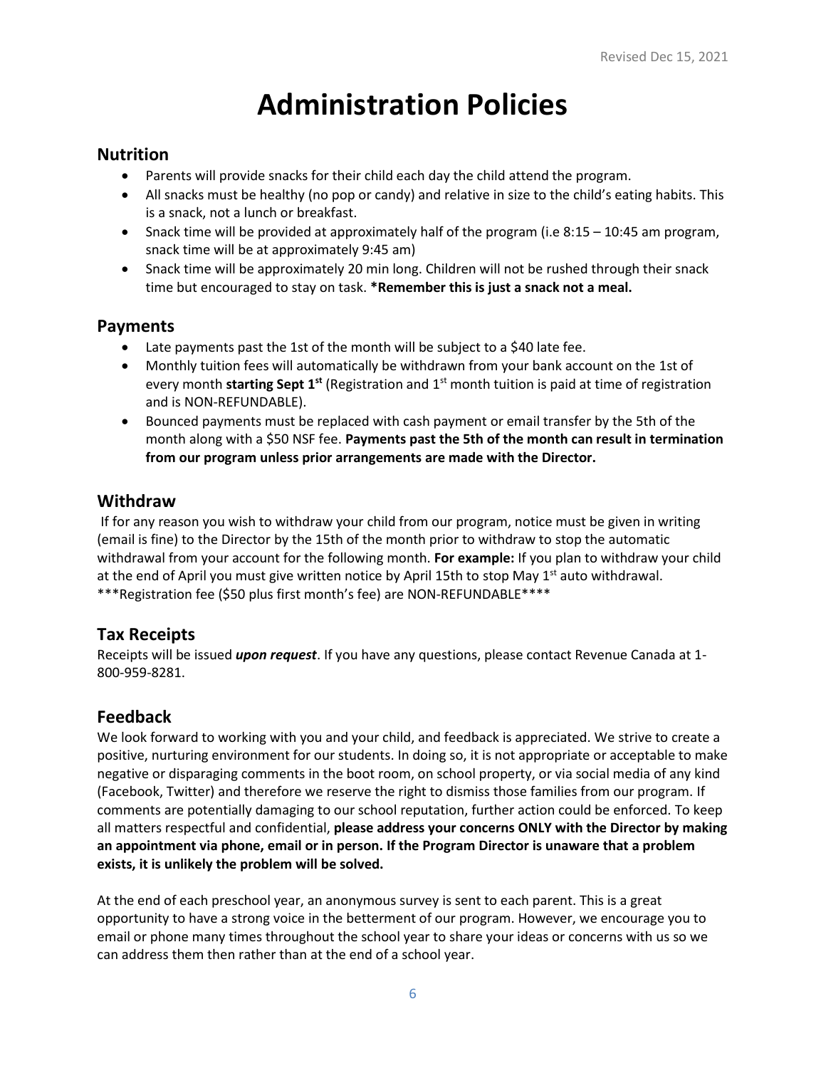Revised Dec 15, 2021

# Administration Policies

## Nutrition

- Parents will provide snacks for their child each day the child attend the program.
- All snacks must be healthy (no pop or candy) and relative in size to the child's eating habits. This is a snack, not a lunch or breakfast.
- Snack time will be provided at approximately half of the program (i.e 8:15 – 10:45 am program, snack time will be at approximately 9:45 am)
- Snack time will be approximately 20 min long. Children will not be rushed through their snack time but encouraged to stay on task. ***Remember this is just a snack not a meal.**

## Payments

- Late payments past the 1st of the month will be subject to a $40 late fee.
- Monthly tuition fees will automatically be withdrawn from your bank account on the 1st of every month **starting Sept 1st** (Registration and 1st month tuition is paid at time of registration and is NON-REFUNDABLE).
- Bounced payments must be replaced with cash payment or email transfer by the 5th of the month along with a $50 NSF fee. **Payments past the 5th of the month can result in termination from our program unless prior arrangements are made with the Director.**

## Withdraw

If for any reason you wish to withdraw your child from our program, notice must be given in writing (email is fine) to the Director by the 15th of the month prior to withdraw to stop the automatic withdrawal from your account for the following month. **For example:** If you plan to withdraw your child at the end of April you must give written notice by April 15th to stop May 1st auto withdrawal.
***Registration fee ($50 plus first month's fee) are NON-REFUNDABLE****

## Tax Receipts

Receipts will be issued ***upon request***. If you have any questions, please contact Revenue Canada at 1-800-959-8281.

## Feedback

We look forward to working with you and your child, and feedback is appreciated. We strive to create a positive, nurturing environment for our students. In doing so, it is not appropriate or acceptable to make negative or disparaging comments in the boot room, on school property, or via social media of any kind (Facebook, Twitter) and therefore we reserve the right to dismiss those families from our program. If comments are potentially damaging to our school reputation, further action could be enforced. To keep all matters respectful and confidential, **please address your concerns ONLY with the Director by making an appointment via phone, email or in person. If the Program Director is unaware that a problem exists, it is unlikely the problem will be solved.**

At the end of each preschool year, an anonymous survey is sent to each parent. This is a great opportunity to have a strong voice in the betterment of our program. However, we encourage you to email or phone many times throughout the school year to share your ideas or concerns with us so we can address them then rather than at the end of a school year.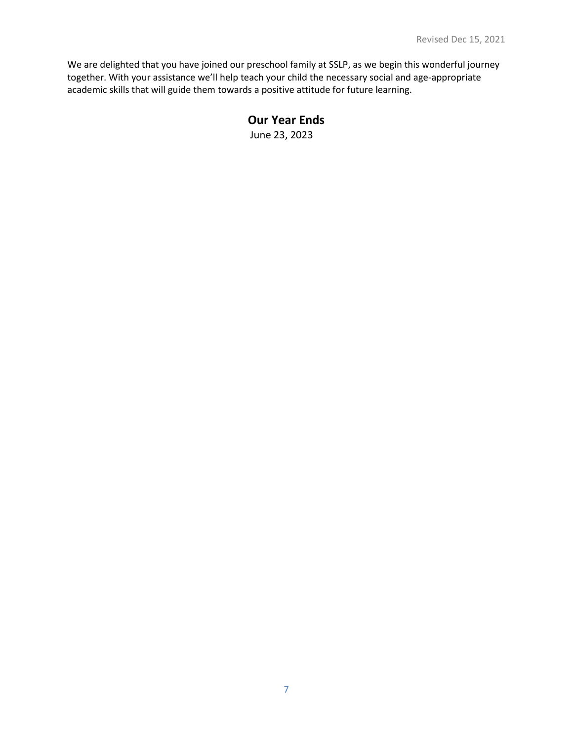We are delighted that you have joined our preschool family at SSLP, as we begin this wonderful journey together. With your assistance we'll help teach your child the necessary social and age-appropriate academic skills that will guide them towards a positive attitude for future learning.

## Our Year Ends

June 23, 2023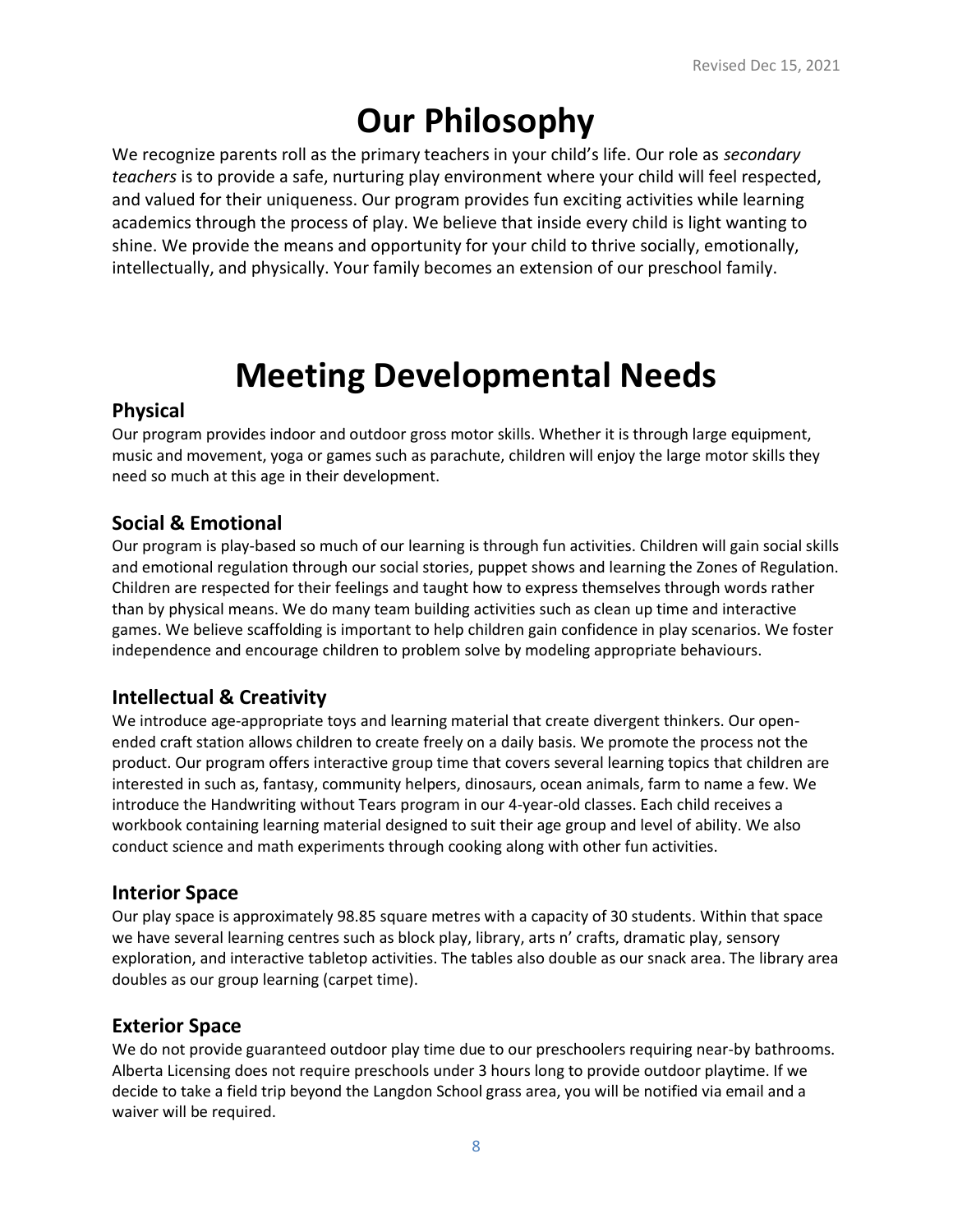# Our Philosophy

We recognize parents roll as the primary teachers in your child's life. Our role as *secondary teachers* is to provide a safe, nurturing play environment where your child will feel respected, and valued for their uniqueness. Our program provides fun exciting activities while learning academics through the process of play. We believe that inside every child is light wanting to shine. We provide the means and opportunity for your child to thrive socially, emotionally, intellectually, and physically. Your family becomes an extension of our preschool family.

# Meeting Developmental Needs

## Physical

Our program provides indoor and outdoor gross motor skills. Whether it is through large equipment, music and movement, yoga or games such as parachute, children will enjoy the large motor skills they need so much at this age in their development.

## Social & Emotional

Our program is play-based so much of our learning is through fun activities. Children will gain social skills and emotional regulation through our social stories, puppet shows and learning the Zones of Regulation. Children are respected for their feelings and taught how to express themselves through words rather than by physical means. We do many team building activities such as clean up time and interactive games. We believe scaffolding is important to help children gain confidence in play scenarios. We foster independence and encourage children to problem solve by modeling appropriate behaviours.

## Intellectual & Creativity

We introduce age-appropriate toys and learning material that create divergent thinkers. Our open-ended craft station allows children to create freely on a daily basis. We promote the process not the product. Our program offers interactive group time that covers several learning topics that children are interested in such as, fantasy, community helpers, dinosaurs, ocean animals, farm to name a few. We introduce the Handwriting without Tears program in our 4-year-old classes. Each child receives a workbook containing learning material designed to suit their age group and level of ability. We also conduct science and math experiments through cooking along with other fun activities.

## Interior Space

Our play space is approximately 98.85 square metres with a capacity of 30 students. Within that space we have several learning centres such as block play, library, arts n' crafts, dramatic play, sensory exploration, and interactive tabletop activities. The tables also double as our snack area. The library area doubles as our group learning (carpet time).

## Exterior Space

We do not provide guaranteed outdoor play time due to our preschoolers requiring near-by bathrooms. Alberta Licensing does not require preschools under 3 hours long to provide outdoor playtime. If we decide to take a field trip beyond the Langdon School grass area, you will be notified via email and a waiver will be required.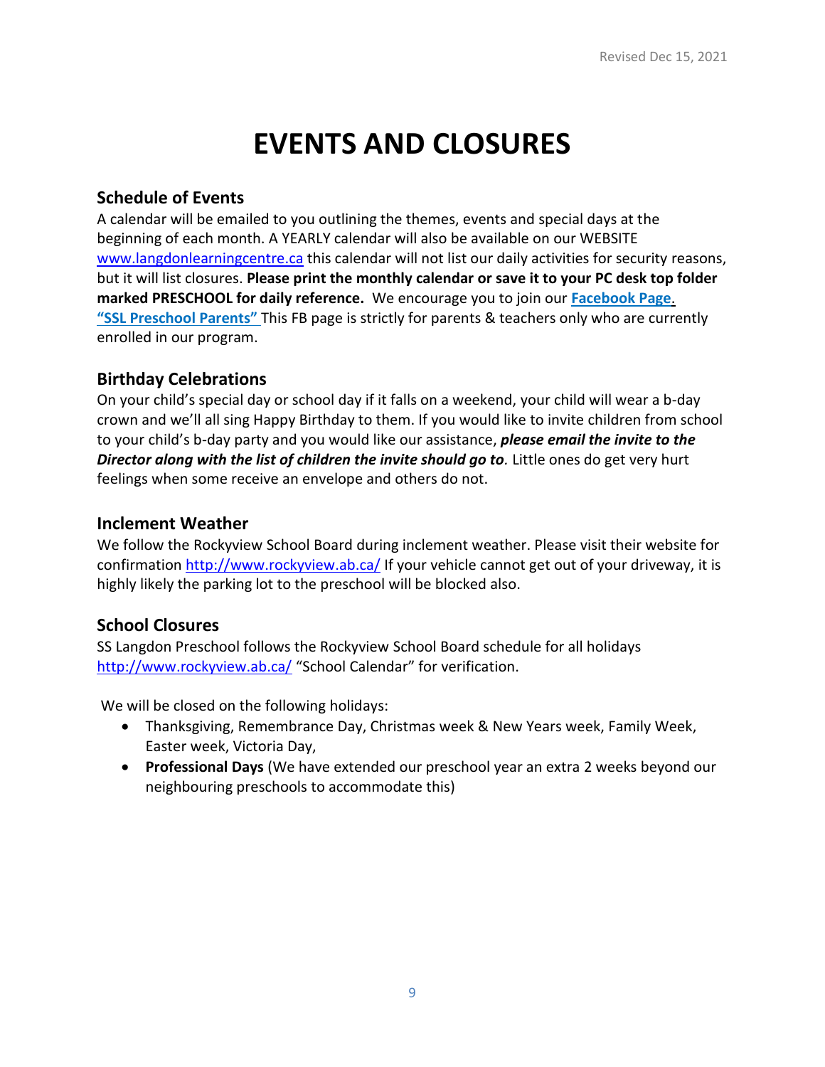# EVENTS AND CLOSURES

## Schedule of Events

A calendar will be emailed to you outlining the themes, events and special days at the beginning of each month. A YEARLY calendar will also be available on our WEBSITE www.langdonlearningcentre.ca this calendar will not list our daily activities for security reasons, but it will list closures. **Please print the monthly calendar or save it to your PC desk top folder marked PRESCHOOL for daily reference.** We encourage you to join our **Facebook Page**. **"SSL Preschool Parents"** This FB page is strictly for parents & teachers only who are currently enrolled in our program.

## Birthday Celebrations

On your child's special day or school day if it falls on a weekend, your child will wear a b-day crown and we'll all sing Happy Birthday to them. If you would like to invite children from school to your child's b-day party and you would like our assistance, ***please email the invite to the Director along with the list of children the invite should go to***. Little ones do get very hurt feelings when some receive an envelope and others do not.

## Inclement Weather

We follow the Rockyview School Board during inclement weather. Please visit their website for confirmation http://www.rockyview.ab.ca/ If your vehicle cannot get out of your driveway, it is highly likely the parking lot to the preschool will be blocked also.

## School Closures

SS Langdon Preschool follows the Rockyview School Board schedule for all holidays http://www.rockyview.ab.ca/ "School Calendar" for verification.

We will be closed on the following holidays:

- Thanksgiving, Remembrance Day, Christmas week & New Years week, Family Week, Easter week, Victoria Day,
- **Professional Days** (We have extended our preschool year an extra 2 weeks beyond our neighbouring preschools to accommodate this)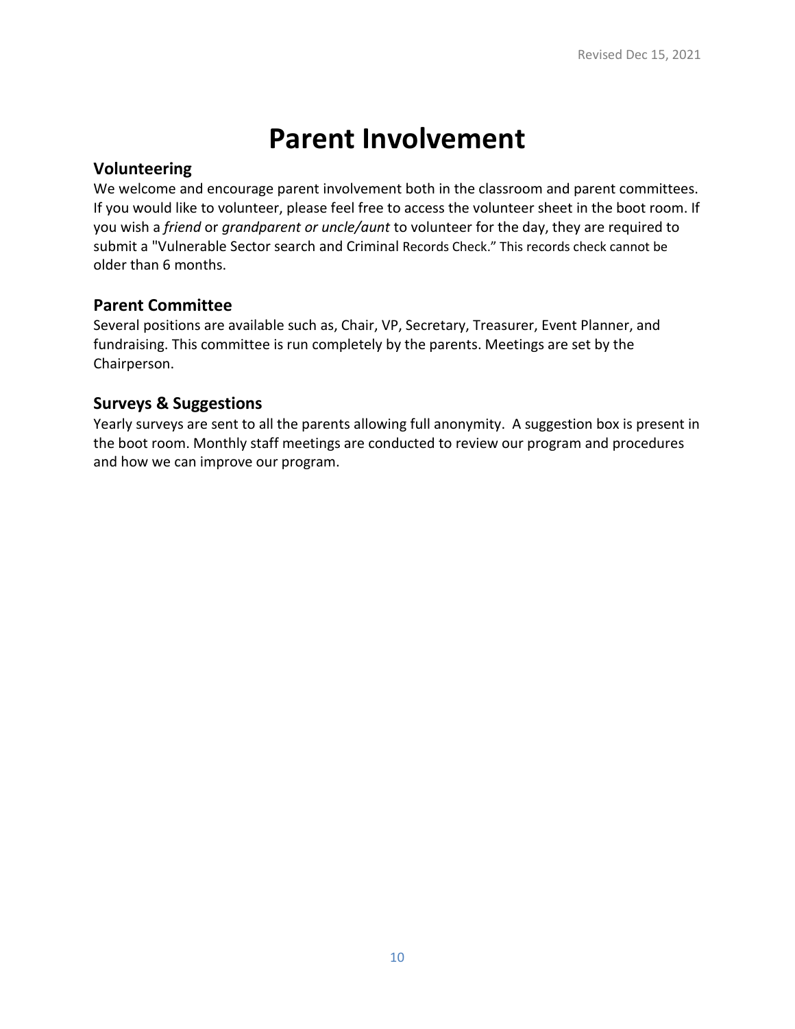# Parent Involvement

## Volunteering

We welcome and encourage parent involvement both in the classroom and parent committees. If you would like to volunteer, please feel free to access the volunteer sheet in the boot room. If you wish a *friend* or *grandparent or uncle/aunt* to volunteer for the day, they are required to submit a "Vulnerable Sector search and Criminal Records Check." This records check cannot be older than 6 months.

## Parent Committee

Several positions are available such as, Chair, VP, Secretary, Treasurer, Event Planner, and fundraising. This committee is run completely by the parents. Meetings are set by the Chairperson.

## Surveys & Suggestions

Yearly surveys are sent to all the parents allowing full anonymity. A suggestion box is present in the boot room. Monthly staff meetings are conducted to review our program and procedures and how we can improve our program.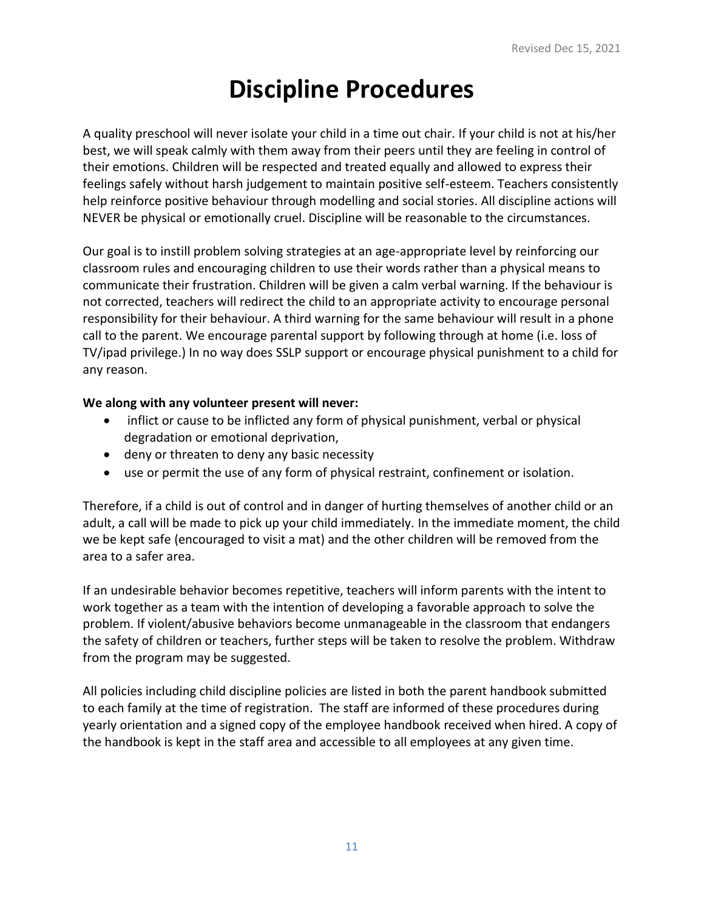# Discipline Procedures

A quality preschool will never isolate your child in a time out chair. If your child is not at his/her best, we will speak calmly with them away from their peers until they are feeling in control of their emotions. Children will be respected and treated equally and allowed to express their feelings safely without harsh judgement to maintain positive self-esteem. Teachers consistently help reinforce positive behaviour through modelling and social stories. All discipline actions will NEVER be physical or emotionally cruel. Discipline will be reasonable to the circumstances.

Our goal is to instill problem solving strategies at an age-appropriate level by reinforcing our classroom rules and encouraging children to use their words rather than a physical means to communicate their frustration. Children will be given a calm verbal warning. If the behaviour is not corrected, teachers will redirect the child to an appropriate activity to encourage personal responsibility for their behaviour. A third warning for the same behaviour will result in a phone call to the parent. We encourage parental support by following through at home (i.e. loss of TV/ipad privilege.) In no way does SSLP support or encourage physical punishment to a child for any reason.

**We along with any volunteer present will never:**

- inflict or cause to be inflicted any form of physical punishment, verbal or physical degradation or emotional deprivation,
- deny or threaten to deny any basic necessity
- use or permit the use of any form of physical restraint, confinement or isolation.

Therefore, if a child is out of control and in danger of hurting themselves of another child or an adult, a call will be made to pick up your child immediately. In the immediate moment, the child we be kept safe (encouraged to visit a mat) and the other children will be removed from the area to a safer area.

If an undesirable behavior becomes repetitive, teachers will inform parents with the intent to work together as a team with the intention of developing a favorable approach to solve the problem. If violent/abusive behaviors become unmanageable in the classroom that endangers the safety of children or teachers, further steps will be taken to resolve the problem. Withdraw from the program may be suggested.

All policies including child discipline policies are listed in both the parent handbook submitted to each family at the time of registration. The staff are informed of these procedures during yearly orientation and a signed copy of the employee handbook received when hired. A copy of the handbook is kept in the staff area and accessible to all employees at any given time.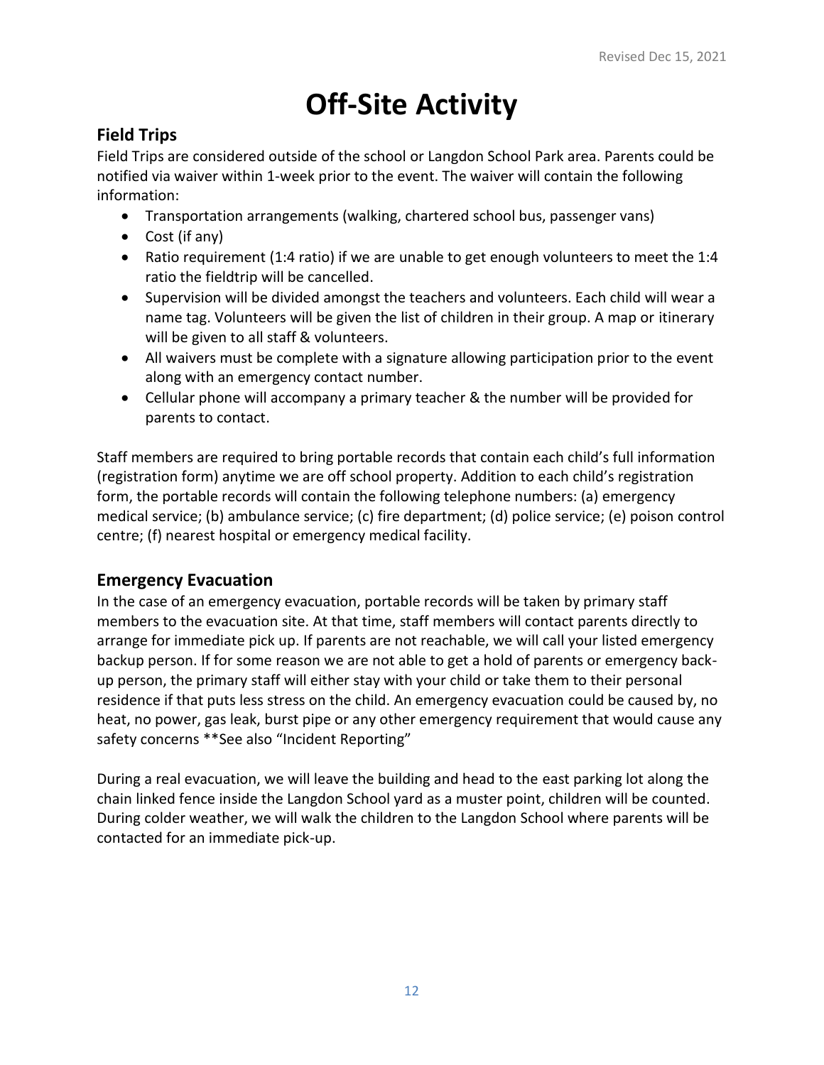# Off-Site Activity

## Field Trips

Field Trips are considered outside of the school or Langdon School Park area. Parents could be notified via waiver within 1-week prior to the event. The waiver will contain the following information:

- Transportation arrangements (walking, chartered school bus, passenger vans)
- Cost (if any)
- Ratio requirement (1:4 ratio) if we are unable to get enough volunteers to meet the 1:4 ratio the fieldtrip will be cancelled.
- Supervision will be divided amongst the teachers and volunteers. Each child will wear a name tag. Volunteers will be given the list of children in their group. A map or itinerary will be given to all staff & volunteers.
- All waivers must be complete with a signature allowing participation prior to the event along with an emergency contact number.
- Cellular phone will accompany a primary teacher & the number will be provided for parents to contact.

Staff members are required to bring portable records that contain each child's full information (registration form) anytime we are off school property. Addition to each child's registration form, the portable records will contain the following telephone numbers: (a) emergency medical service; (b) ambulance service; (c) fire department; (d) police service; (e) poison control centre; (f) nearest hospital or emergency medical facility.

## Emergency Evacuation

In the case of an emergency evacuation, portable records will be taken by primary staff members to the evacuation site. At that time, staff members will contact parents directly to arrange for immediate pick up. If parents are not reachable, we will call your listed emergency backup person. If for some reason we are not able to get a hold of parents or emergency back-up person, the primary staff will either stay with your child or take them to their personal residence if that puts less stress on the child. An emergency evacuation could be caused by, no heat, no power, gas leak, burst pipe or any other emergency requirement that would cause any safety concerns **See also "Incident Reporting"

During a real evacuation, we will leave the building and head to the east parking lot along the chain linked fence inside the Langdon School yard as a muster point, children will be counted. During colder weather, we will walk the children to the Langdon School where parents will be contacted for an immediate pick-up.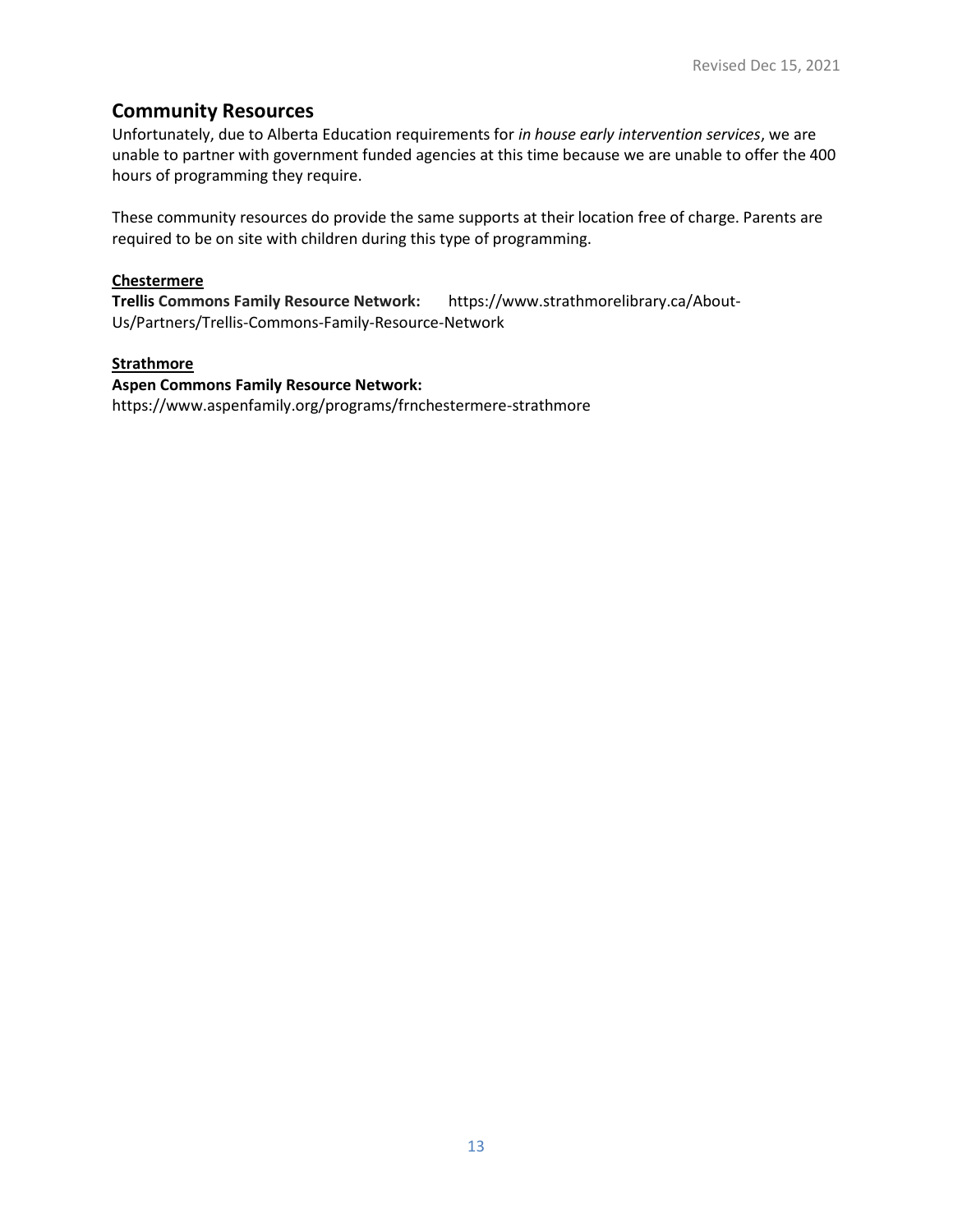## Community Resources

Unfortunately, due to Alberta Education requirements for *in house early intervention services*, we are unable to partner with government funded agencies at this time because we are unable to offer the 400 hours of programming they require.

These community resources do provide the same supports at their location free of charge. Parents are required to be on site with children during this type of programming.

**Chestermere**

**Trellis Commons Family Resource Network:** https://www.strathmorelibrary.ca/About-Us/Partners/Trellis-Commons-Family-Resource-Network

**Strathmore**

**Aspen Commons Family Resource Network:**
https://www.aspenfamily.org/programs/frnchestermere-strathmore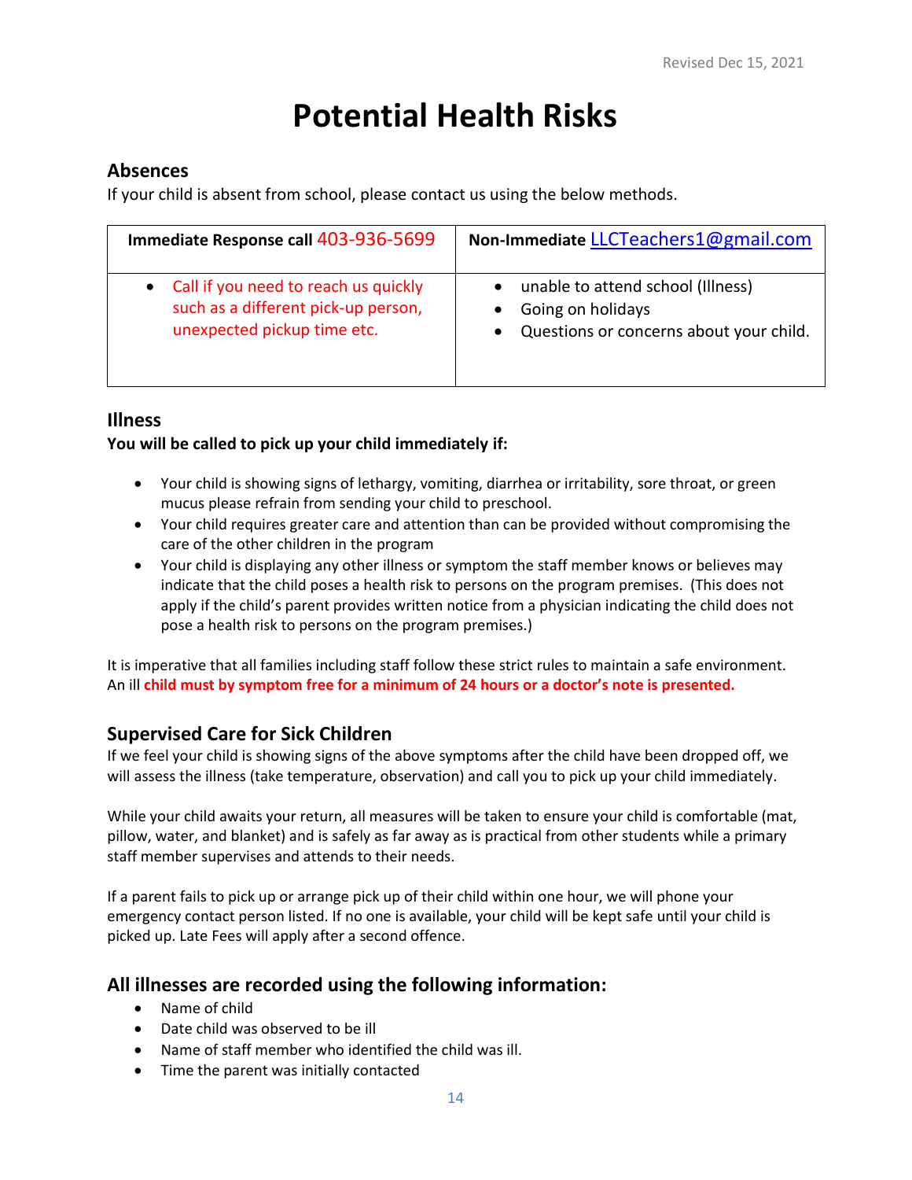Revised Dec 15, 2021

# Potential Health Risks

## Absences

If your child is absent from school, please contact us using the below methods.

| Immediate Response call 403-936-5699 | Non-Immediate LLCTeachers1@gmail.com |
|---|---|
| • Call if you need to reach us quickly such as a different pick-up person, unexpected pickup time etc. | • unable to attend school (Illness)<br>• Going on holidays<br>• Questions or concerns about your child. |

## Illness

**You will be called to pick up your child immediately if:**

- Your child is showing signs of lethargy, vomiting, diarrhea or irritability, sore throat, or green mucus please refrain from sending your child to preschool.
- Your child requires greater care and attention than can be provided without compromising the care of the other children in the program
- Your child is displaying any other illness or symptom the staff member knows or believes may indicate that the child poses a health risk to persons on the program premises. (This does not apply if the child's parent provides written notice from a physician indicating the child does not pose a health risk to persons on the program premises.)

It is imperative that all families including staff follow these strict rules to maintain a safe environment. An ill **child must by symptom free for a minimum of 24 hours or a doctor's note is presented.**

## Supervised Care for Sick Children

If we feel your child is showing signs of the above symptoms after the child have been dropped off, we will assess the illness (take temperature, observation) and call you to pick up your child immediately.

While your child awaits your return, all measures will be taken to ensure your child is comfortable (mat, pillow, water, and blanket) and is safely as far away as is practical from other students while a primary staff member supervises and attends to their needs.

If a parent fails to pick up or arrange pick up of their child within one hour, we will phone your emergency contact person listed. If no one is available, your child will be kept safe until your child is picked up. Late Fees will apply after a second offence.

## All illnesses are recorded using the following information:

- Name of child
- Date child was observed to be ill
- Name of staff member who identified the child was ill.
- Time the parent was initially contacted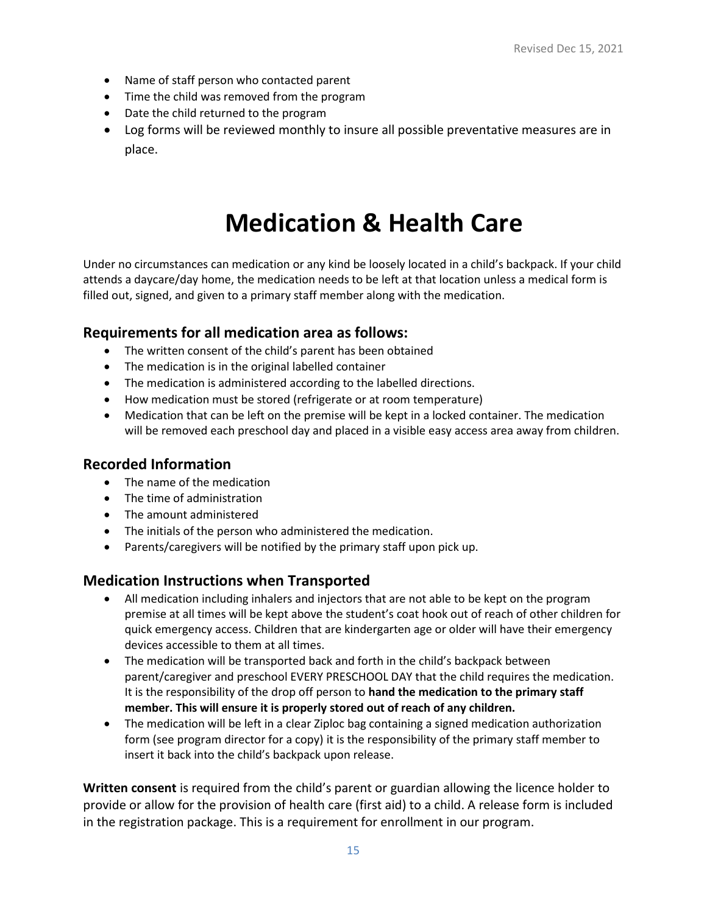- Name of staff person who contacted parent
- Time the child was removed from the program
- Date the child returned to the program
- Log forms will be reviewed monthly to insure all possible preventative measures are in place.

# Medication & Health Care

Under no circumstances can medication or any kind be loosely located in a child's backpack. If your child attends a daycare/day home, the medication needs to be left at that location unless a medical form is filled out, signed, and given to a primary staff member along with the medication.

## Requirements for all medication area as follows:

- The written consent of the child's parent has been obtained
- The medication is in the original labelled container
- The medication is administered according to the labelled directions.
- How medication must be stored (refrigerate or at room temperature)
- Medication that can be left on the premise will be kept in a locked container. The medication will be removed each preschool day and placed in a visible easy access area away from children.

## Recorded Information

- The name of the medication
- The time of administration
- The amount administered
- The initials of the person who administered the medication.
- Parents/caregivers will be notified by the primary staff upon pick up.

## Medication Instructions when Transported

- All medication including inhalers and injectors that are not able to be kept on the program premise at all times will be kept above the student's coat hook out of reach of other children for quick emergency access. Children that are kindergarten age or older will have their emergency devices accessible to them at all times.
- The medication will be transported back and forth in the child's backpack between parent/caregiver and preschool EVERY PRESCHOOL DAY that the child requires the medication. It is the responsibility of the drop off person to **hand the medication to the primary staff member. This will ensure it is properly stored out of reach of any children.**
- The medication will be left in a clear Ziploc bag containing a signed medication authorization form (see program director for a copy) it is the responsibility of the primary staff member to insert it back into the child's backpack upon release.

**Written consent** is required from the child's parent or guardian allowing the licence holder to provide or allow for the provision of health care (first aid) to a child. A release form is included in the registration package. This is a requirement for enrollment in our program.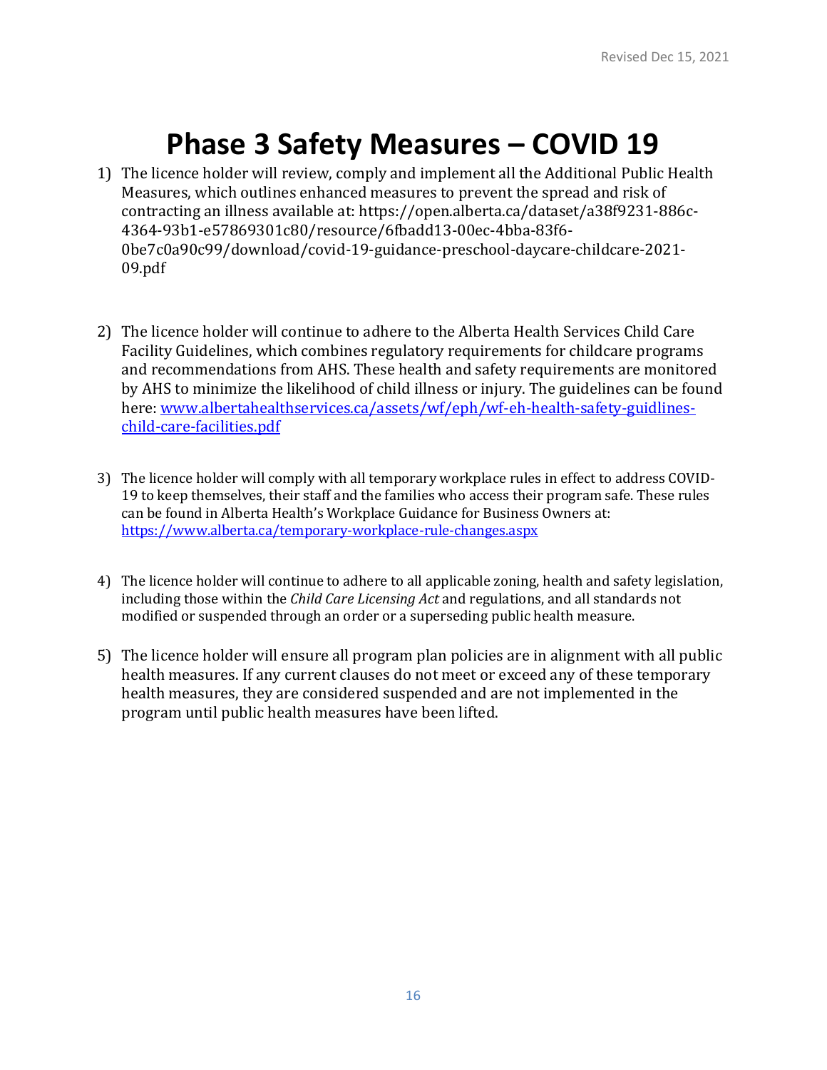# Phase 3 Safety Measures – COVID 19

1) The licence holder will review, comply and implement all the Additional Public Health Measures, which outlines enhanced measures to prevent the spread and risk of contracting an illness available at: https://open.alberta.ca/dataset/a38f9231-886c-4364-93b1-e57869301c80/resource/6fbadd13-00ec-4bba-83f6-0be7c0a90c99/download/covid-19-guidance-preschool-daycare-childcare-2021-09.pdf

2) The licence holder will continue to adhere to the Alberta Health Services Child Care Facility Guidelines, which combines regulatory requirements for childcare programs and recommendations from AHS. These health and safety requirements are monitored by AHS to minimize the likelihood of child illness or injury. The guidelines can be found here: [www.albertahealthservices.ca/assets/wf/eph/wf-eh-health-safety-guidlines-child-care-facilities.pdf](www.albertahealthservices.ca/assets/wf/eph/wf-eh-health-safety-guidlines-child-care-facilities.pdf)

3) The licence holder will comply with all temporary workplace rules in effect to address COVID-19 to keep themselves, their staff and the families who access their program safe. These rules can be found in Alberta Health's Workplace Guidance for Business Owners at: [https://www.alberta.ca/temporary-workplace-rule-changes.aspx](https://www.alberta.ca/temporary-workplace-rule-changes.aspx)

4) The licence holder will continue to adhere to all applicable zoning, health and safety legislation, including those within the *Child Care Licensing Act* and regulations, and all standards not modified or suspended through an order or a superseding public health measure.

5) The licence holder will ensure all program plan policies are in alignment with all public health measures. If any current clauses do not meet or exceed any of these temporary health measures, they are considered suspended and are not implemented in the program until public health measures have been lifted.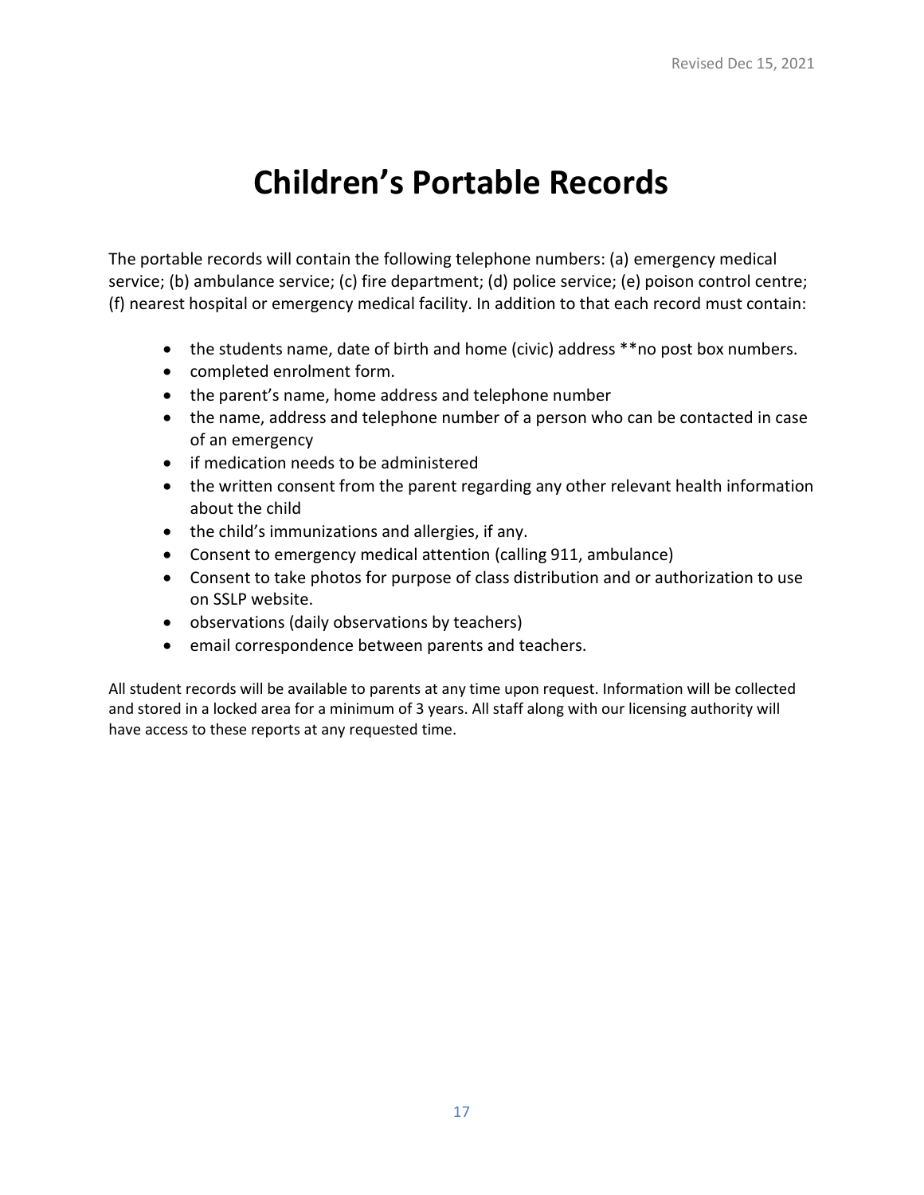# Children's Portable Records

The portable records will contain the following telephone numbers: (a) emergency medical service; (b) ambulance service; (c) fire department; (d) police service; (e) poison control centre; (f) nearest hospital or emergency medical facility. In addition to that each record must contain:

- the students name, date of birth and home (civic) address **no post box numbers.
- completed enrolment form.
- the parent's name, home address and telephone number
- the name, address and telephone number of a person who can be contacted in case of an emergency
- if medication needs to be administered
- the written consent from the parent regarding any other relevant health information about the child
- the child's immunizations and allergies, if any.
- Consent to emergency medical attention (calling 911, ambulance)
- Consent to take photos for purpose of class distribution and or authorization to use on SSLP website.
- observations (daily observations by teachers)
- email correspondence between parents and teachers.

All student records will be available to parents at any time upon request. Information will be collected and stored in a locked area for a minimum of 3 years. All staff along with our licensing authority will have access to these reports at any requested time.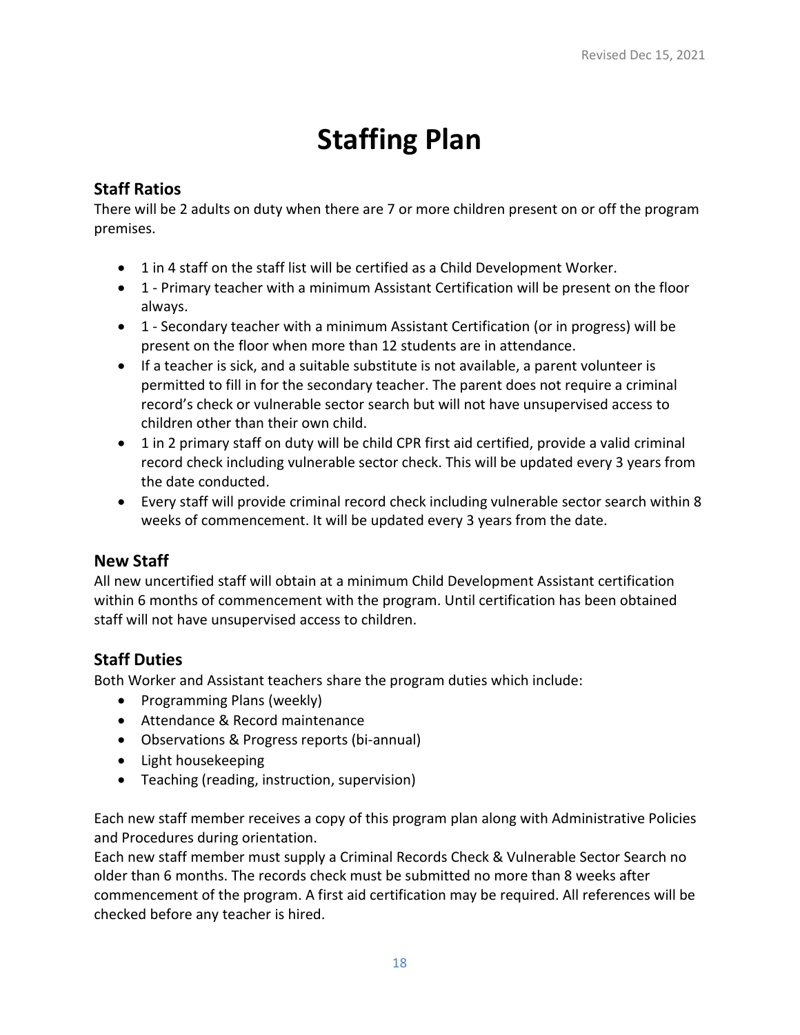# Staffing Plan

## Staff Ratios

There will be 2 adults on duty when there are 7 or more children present on or off the program premises.

- 1 in 4 staff on the staff list will be certified as a Child Development Worker.
- 1 - Primary teacher with a minimum Assistant Certification will be present on the floor always.
- 1 - Secondary teacher with a minimum Assistant Certification (or in progress) will be present on the floor when more than 12 students are in attendance.
- If a teacher is sick, and a suitable substitute is not available, a parent volunteer is permitted to fill in for the secondary teacher. The parent does not require a criminal record's check or vulnerable sector search but will not have unsupervised access to children other than their own child.
- 1 in 2 primary staff on duty will be child CPR first aid certified, provide a valid criminal record check including vulnerable sector check. This will be updated every 3 years from the date conducted.
- Every staff will provide criminal record check including vulnerable sector search within 8 weeks of commencement. It will be updated every 3 years from the date.

## New Staff

All new uncertified staff will obtain at a minimum Child Development Assistant certification within 6 months of commencement with the program. Until certification has been obtained staff will not have unsupervised access to children.

## Staff Duties

Both Worker and Assistant teachers share the program duties which include:

- Programming Plans (weekly)
- Attendance & Record maintenance
- Observations & Progress reports (bi-annual)
- Light housekeeping
- Teaching (reading, instruction, supervision)

Each new staff member receives a copy of this program plan along with Administrative Policies and Procedures during orientation.

Each new staff member must supply a Criminal Records Check & Vulnerable Sector Search no older than 6 months. The records check must be submitted no more than 8 weeks after commencement of the program. A first aid certification may be required. All references will be checked before any teacher is hired.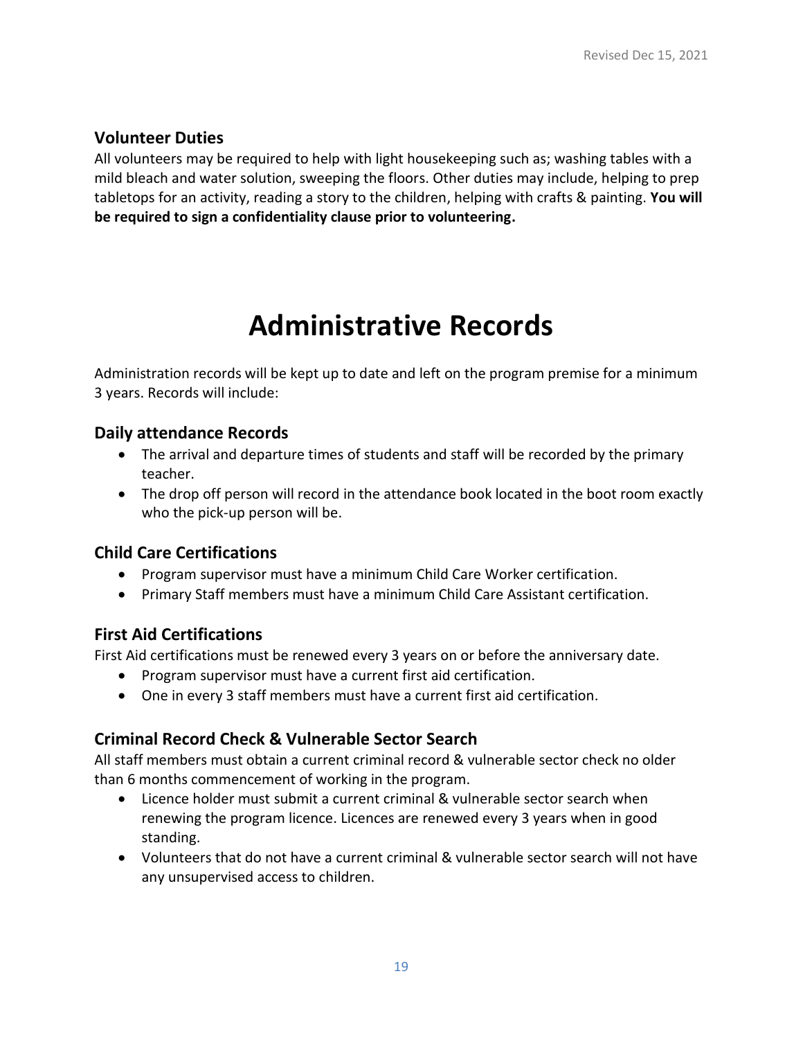### Volunteer Duties

All volunteers may be required to help with light housekeeping such as; washing tables with a mild bleach and water solution, sweeping the floors. Other duties may include, helping to prep tabletops for an activity, reading a story to the children, helping with crafts & painting. **You will be required to sign a confidentiality clause prior to volunteering.**

# Administrative Records

Administration records will be kept up to date and left on the program premise for a minimum 3 years. Records will include:

### Daily attendance Records

- The arrival and departure times of students and staff will be recorded by the primary teacher.
- The drop off person will record in the attendance book located in the boot room exactly who the pick-up person will be.

### Child Care Certifications

- Program supervisor must have a minimum Child Care Worker certification.
- Primary Staff members must have a minimum Child Care Assistant certification.

### First Aid Certifications

First Aid certifications must be renewed every 3 years on or before the anniversary date.

- Program supervisor must have a current first aid certification.
- One in every 3 staff members must have a current first aid certification.

### Criminal Record Check & Vulnerable Sector Search

All staff members must obtain a current criminal record & vulnerable sector check no older than 6 months commencement of working in the program.

- Licence holder must submit a current criminal & vulnerable sector search when renewing the program licence. Licences are renewed every 3 years when in good standing.
- Volunteers that do not have a current criminal & vulnerable sector search will not have any unsupervised access to children.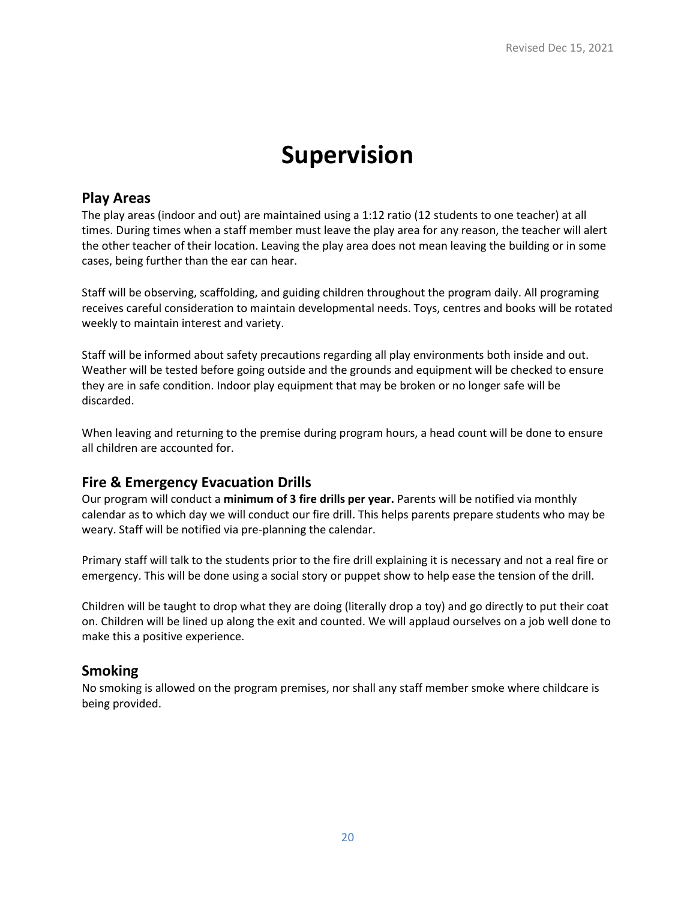# Supervision

## Play Areas

The play areas (indoor and out) are maintained using a 1:12 ratio (12 students to one teacher) at all times. During times when a staff member must leave the play area for any reason, the teacher will alert the other teacher of their location. Leaving the play area does not mean leaving the building or in some cases, being further than the ear can hear.

Staff will be observing, scaffolding, and guiding children throughout the program daily. All programing receives careful consideration to maintain developmental needs. Toys, centres and books will be rotated weekly to maintain interest and variety.

Staff will be informed about safety precautions regarding all play environments both inside and out. Weather will be tested before going outside and the grounds and equipment will be checked to ensure they are in safe condition. Indoor play equipment that may be broken or no longer safe will be discarded.

When leaving and returning to the premise during program hours, a head count will be done to ensure all children are accounted for.

## Fire & Emergency Evacuation Drills

Our program will conduct a **minimum of 3 fire drills per year.** Parents will be notified via monthly calendar as to which day we will conduct our fire drill. This helps parents prepare students who may be weary. Staff will be notified via pre-planning the calendar.

Primary staff will talk to the students prior to the fire drill explaining it is necessary and not a real fire or emergency. This will be done using a social story or puppet show to help ease the tension of the drill.

Children will be taught to drop what they are doing (literally drop a toy) and go directly to put their coat on. Children will be lined up along the exit and counted. We will applaud ourselves on a job well done to make this a positive experience.

## Smoking

No smoking is allowed on the program premises, nor shall any staff member smoke where childcare is being provided.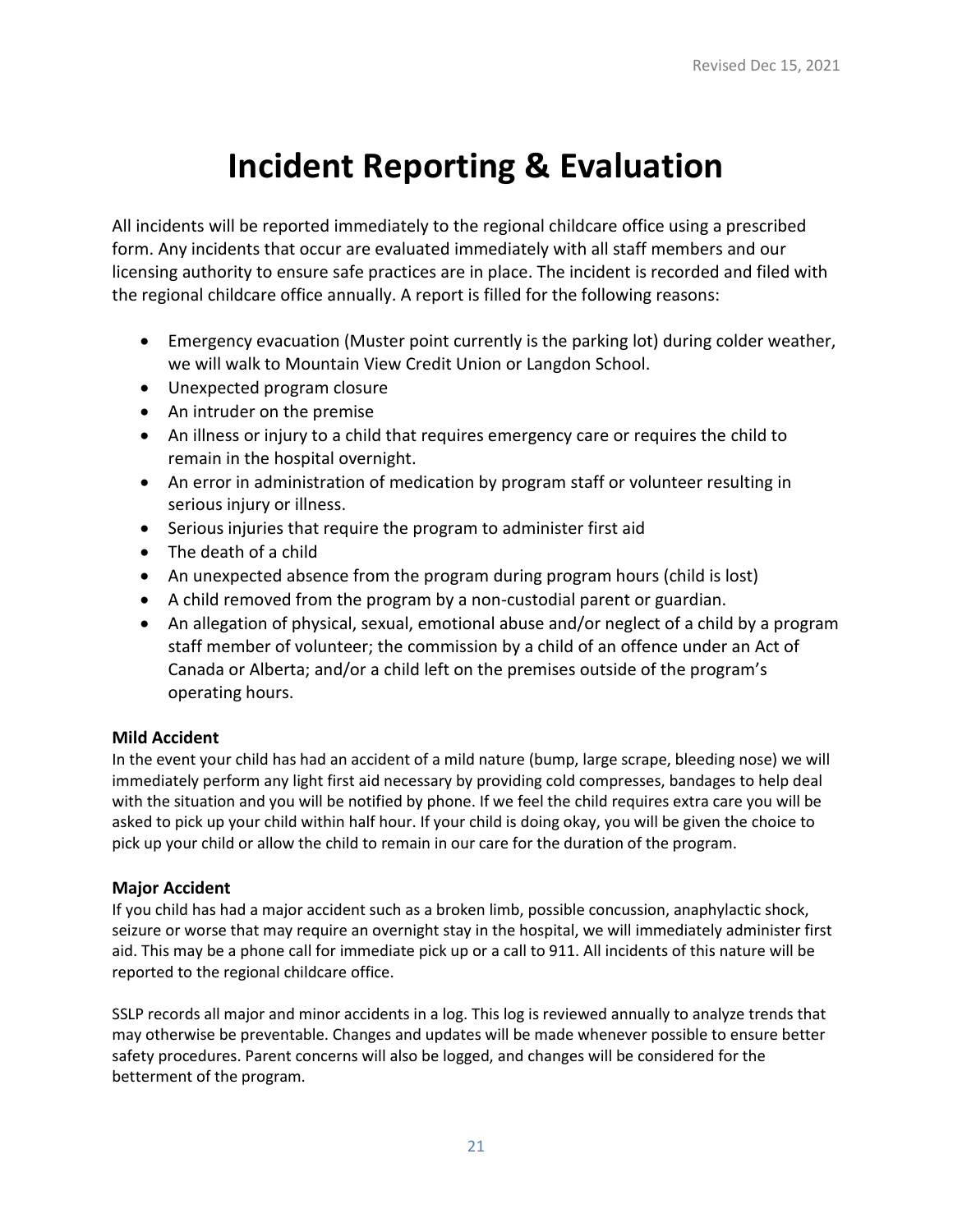# Incident Reporting & Evaluation

All incidents will be reported immediately to the regional childcare office using a prescribed form. Any incidents that occur are evaluated immediately with all staff members and our licensing authority to ensure safe practices are in place. The incident is recorded and filed with the regional childcare office annually. A report is filled for the following reasons:

- Emergency evacuation (Muster point currently is the parking lot) during colder weather, we will walk to Mountain View Credit Union or Langdon School.
- Unexpected program closure
- An intruder on the premise
- An illness or injury to a child that requires emergency care or requires the child to remain in the hospital overnight.
- An error in administration of medication by program staff or volunteer resulting in serious injury or illness.
- Serious injuries that require the program to administer first aid
- The death of a child
- An unexpected absence from the program during program hours (child is lost)
- A child removed from the program by a non-custodial parent or guardian.
- An allegation of physical, sexual, emotional abuse and/or neglect of a child by a program staff member of volunteer; the commission by a child of an offence under an Act of Canada or Alberta; and/or a child left on the premises outside of the program's operating hours.

### Mild Accident

In the event your child has had an accident of a mild nature (bump, large scrape, bleeding nose) we will immediately perform any light first aid necessary by providing cold compresses, bandages to help deal with the situation and you will be notified by phone. If we feel the child requires extra care you will be asked to pick up your child within half hour. If your child is doing okay, you will be given the choice to pick up your child or allow the child to remain in our care for the duration of the program.

### Major Accident

If you child has had a major accident such as a broken limb, possible concussion, anaphylactic shock, seizure or worse that may require an overnight stay in the hospital, we will immediately administer first aid. This may be a phone call for immediate pick up or a call to 911. All incidents of this nature will be reported to the regional childcare office.

SSLP records all major and minor accidents in a log. This log is reviewed annually to analyze trends that may otherwise be preventable. Changes and updates will be made whenever possible to ensure better safety procedures. Parent concerns will also be logged, and changes will be considered for the betterment of the program.